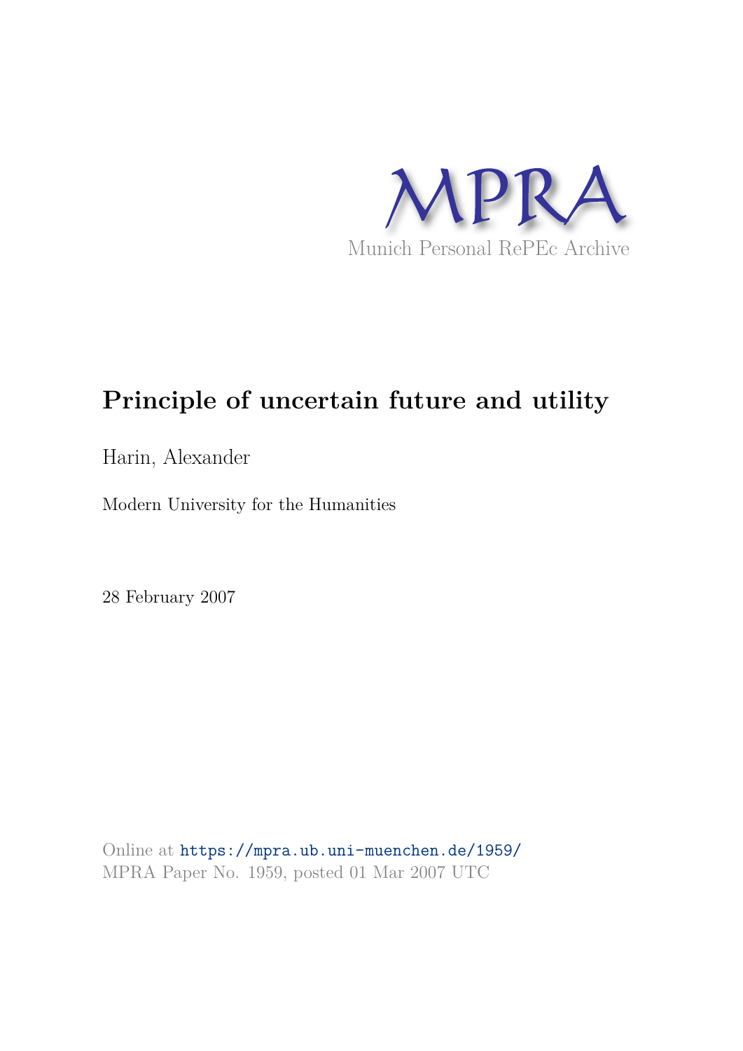MPRA

Munich Personal RePEc Archive

# Principle of uncertain future and utility

Harin, Alexander

Modern University for the Humanities

28 February 2007

Online at https://mpra.ub.uni-muenchen.de/1959/
MPRA Paper No. 1959, posted 01 Mar 2007 UTC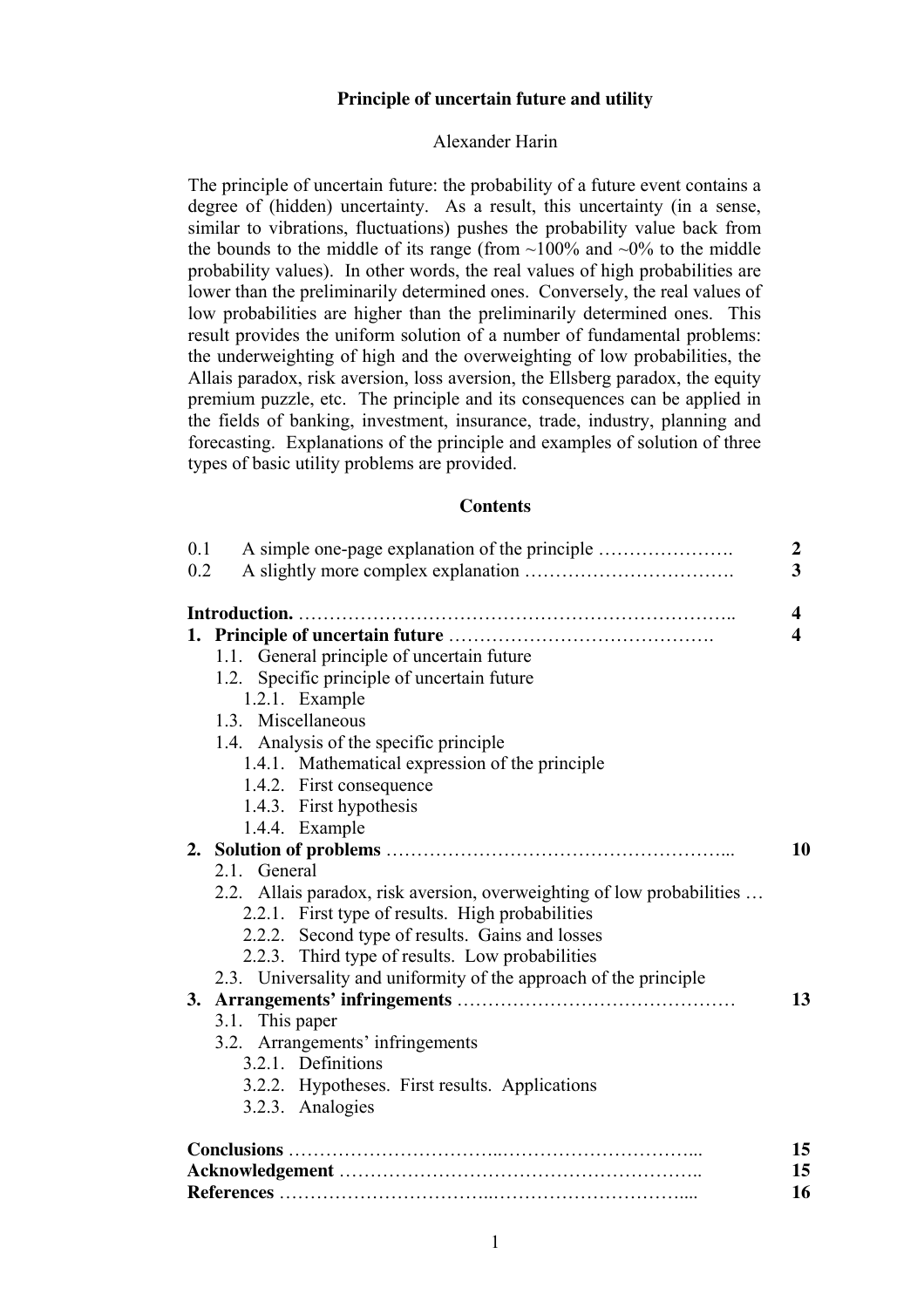**Principle of uncertain future and utility**

Alexander Harin

The principle of uncertain future: the probability of a future event contains a degree of (hidden) uncertainty. As a result, this uncertainty (in a sense, similar to vibrations, fluctuations) pushes the probability value back from the bounds to the middle of its range (from ~100% and ~0% to the middle probability values). In other words, the real values of high probabilities are lower than the preliminarily determined ones. Conversely, the real values of low probabilities are higher than the preliminarily determined ones. This result provides the uniform solution of a number of fundamental problems: the underweighting of high and the overweighting of low probabilities, the Allais paradox, risk aversion, loss aversion, the Ellsberg paradox, the equity premium puzzle, etc. The principle and its consequences can be applied in the fields of banking, investment, insurance, trade, industry, planning and forecasting. Explanations of the principle and examples of solution of three types of basic utility problems are provided.

## Contents

| | | |
|---|---|---|
| 0.1 | A simple one-page explanation of the principle …………………. | 2 |
| 0.2 | A slightly more complex explanation ……………………………. | 3 |
| **Introduction.** | ……………………………………………………….. | **4** |
| **1.** | **Principle of uncertain future** ……………………………………. | **4** |
| | 1.1. General principle of uncertain future | |
| | 1.2. Specific principle of uncertain future | |
| | 1.2.1. Example | |
| | 1.3. Miscellaneous | |
| | 1.4. Analysis of the specific principle | |
| | 1.4.1. Mathematical expression of the principle | |
| | 1.4.2. First consequence | |
| | 1.4.3. First hypothesis | |
| | 1.4.4. Example | |
| **2.** | **Solution of problems** ……………………………………………... | **10** |
| | 2.1. General | |
| | 2.2. Allais paradox, risk aversion, overweighting of low probabilities … | |
| | 2.2.1. First type of results. High probabilities | |
| | 2.2.2. Second type of results. Gains and losses | |
| | 2.2.3. Third type of results. Low probabilities | |
| | 2.3. Universality and uniformity of the approach of the principle | |
| **3.** | **Arrangements' infringements** ……………………………………… | **13** |
| | 3.1. This paper | |
| | 3.2. Arrangements' infringements | |
| | 3.2.1. Definitions | |
| | 3.2.2. Hypotheses. First results. Applications | |
| | 3.2.3. Analogies | |
| **Conclusions** | ……………………………..………………………... | **15** |
| **Acknowledgement** | …………………………………………………….. | **15** |
| **References** | ……………………………..………………………….... | **16** |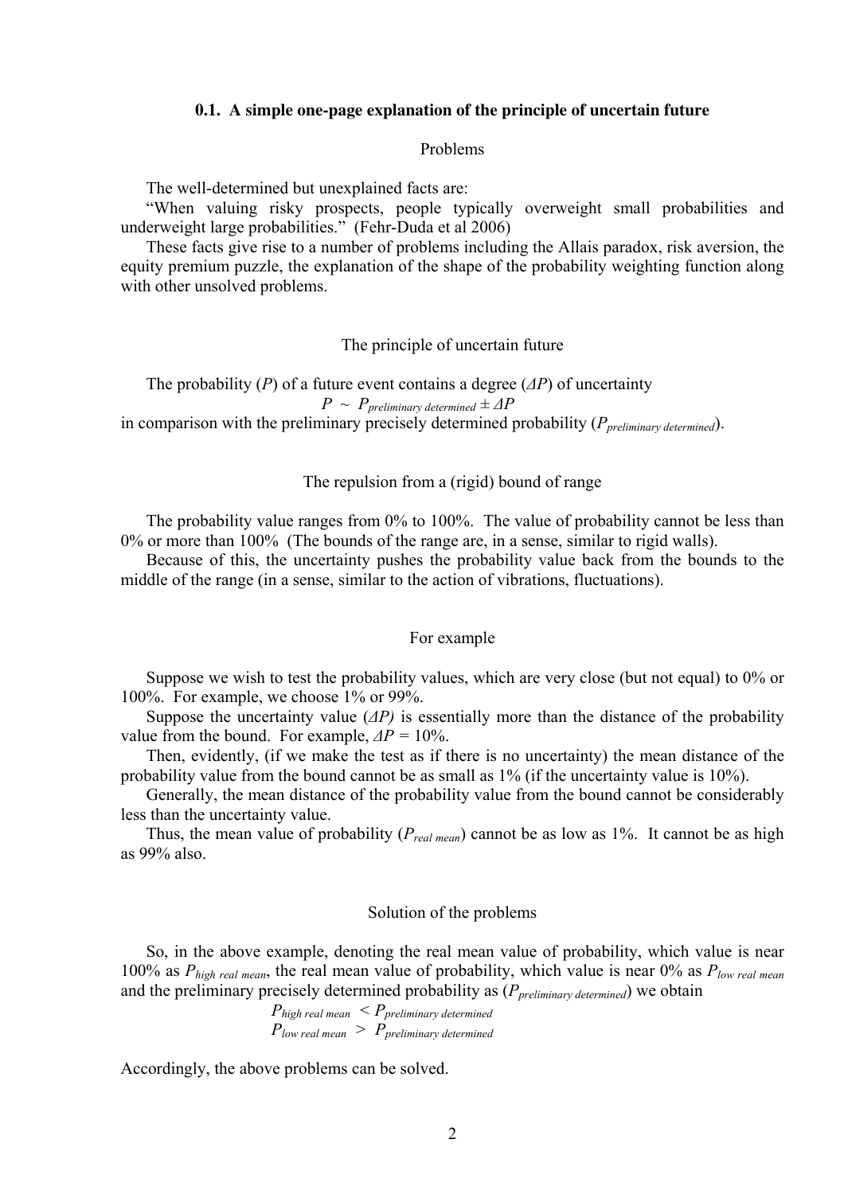### 0.1. A simple one-page explanation of the principle of uncertain future

Problems

The well-determined but unexplained facts are:

"When valuing risky prospects, people typically overweight small probabilities and underweight large probabilities." (Fehr-Duda et al 2006)

These facts give rise to a number of problems including the Allais paradox, risk aversion, the equity premium puzzle, the explanation of the shape of the probability weighting function along with other unsolved problems.

The principle of uncertain future

The probability ($P$) of a future event contains a degree ($\Delta P$) of uncertainty

$$P \sim P_{preliminary\ determined} \pm \Delta P$$

in comparison with the preliminary precisely determined probability ($P_{preliminary\ determined}$).

The repulsion from a (rigid) bound of range

The probability value ranges from 0% to 100%. The value of probability cannot be less than 0% or more than 100% (The bounds of the range are, in a sense, similar to rigid walls).

Because of this, the uncertainty pushes the probability value back from the bounds to the middle of the range (in a sense, similar to the action of vibrations, fluctuations).

For example

Suppose we wish to test the probability values, which are very close (but not equal) to 0% or 100%. For example, we choose 1% or 99%.

Suppose the uncertainty value ($\Delta P$) is essentially more than the distance of the probability value from the bound. For example, $\Delta P$ = 10%.

Then, evidently, (if we make the test as if there is no uncertainty) the mean distance of the probability value from the bound cannot be as small as 1% (if the uncertainty value is 10%).

Generally, the mean distance of the probability value from the bound cannot be considerably less than the uncertainty value.

Thus, the mean value of probability ($P_{real\ mean}$) cannot be as low as 1%. It cannot be as high as 99% also.

Solution of the problems

So, in the above example, denoting the real mean value of probability, which value is near 100% as $P_{high\ real\ mean}$, the real mean value of probability, which value is near 0% as $P_{low\ real\ mean}$ and the preliminary precisely determined probability as ($P_{preliminary\ determined}$) we obtain

$$P_{high\ real\ mean} < P_{preliminary\ determined}$$

$$P_{low\ real\ mean} > P_{preliminary\ determined}$$

Accordingly, the above problems can be solved.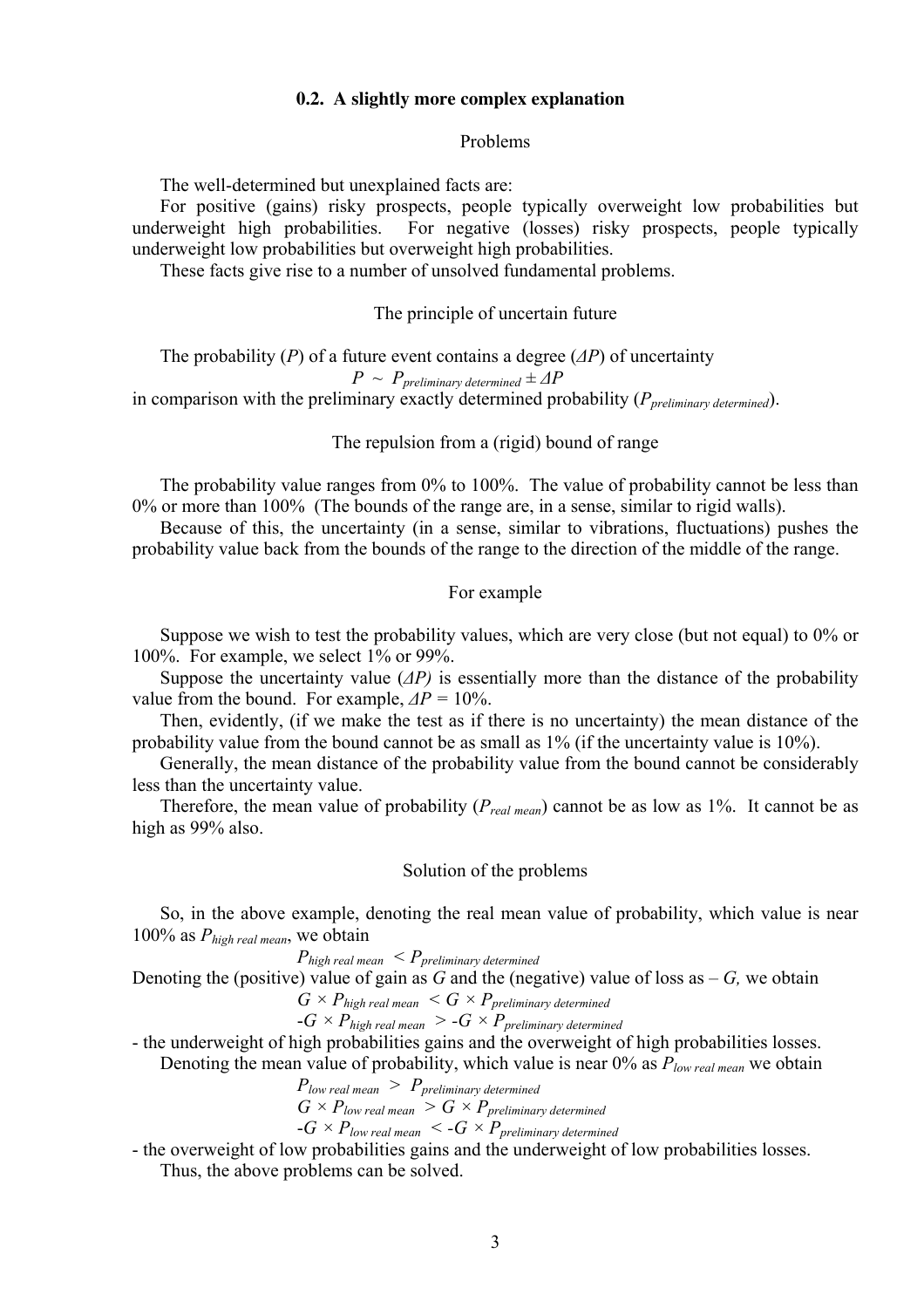## 0.2. A slightly more complex explanation

### Problems

The well-determined but unexplained facts are:

For positive (gains) risky prospects, people typically overweight low probabilities but underweight high probabilities. For negative (losses) risky prospects, people typically underweight low probabilities but overweight high probabilities.

These facts give rise to a number of unsolved fundamental problems.

### The principle of uncertain future

The probability ($P$) of a future event contains a degree ($\Delta P$) of uncertainty

$$P \sim P_{preliminary\ determined} \pm \Delta P$$

in comparison with the preliminary exactly determined probability ($P_{preliminary\ determined}$).

### The repulsion from a (rigid) bound of range

The probability value ranges from 0% to 100%. The value of probability cannot be less than 0% or more than 100% (The bounds of the range are, in a sense, similar to rigid walls).

Because of this, the uncertainty (in a sense, similar to vibrations, fluctuations) pushes the probability value back from the bounds of the range to the direction of the middle of the range.

### For example

Suppose we wish to test the probability values, which are very close (but not equal) to 0% or 100%. For example, we select 1% or 99%.

Suppose the uncertainty value ($\Delta P$) is essentially more than the distance of the probability value from the bound. For example, $\Delta P = 10\%$.

Then, evidently, (if we make the test as if there is no uncertainty) the mean distance of the probability value from the bound cannot be as small as 1% (if the uncertainty value is 10%).

Generally, the mean distance of the probability value from the bound cannot be considerably less than the uncertainty value.

Therefore, the mean value of probability ($P_{real\ mean}$) cannot be as low as 1%. It cannot be as high as 99% also.

### Solution of the problems

So, in the above example, denoting the real mean value of probability, which value is near 100% as $P_{high\ real\ mean}$, we obtain

$$P_{high\ real\ mean} < P_{preliminary\ determined}$$

Denoting the (positive) value of gain as $G$ and the (negative) value of loss as $-G$, we obtain

$$G \times P_{high\ real\ mean} < G \times P_{preliminary\ determined}$$

$$-G \times P_{high\ real\ mean} > -G \times P_{preliminary\ determined}$$

- the underweight of high probabilities gains and the overweight of high probabilities losses.

Denoting the mean value of probability, which value is near 0% as $P_{low\ real\ mean}$ we obtain

$$P_{low\ real\ mean} > P_{preliminary\ determined}$$

$$G \times P_{low\ real\ mean} > G \times P_{preliminary\ determined}$$

$$-G \times P_{low\ real\ mean} < -G \times P_{preliminary\ determined}$$

- the overweight of low probabilities gains and the underweight of low probabilities losses.

Thus, the above problems can be solved.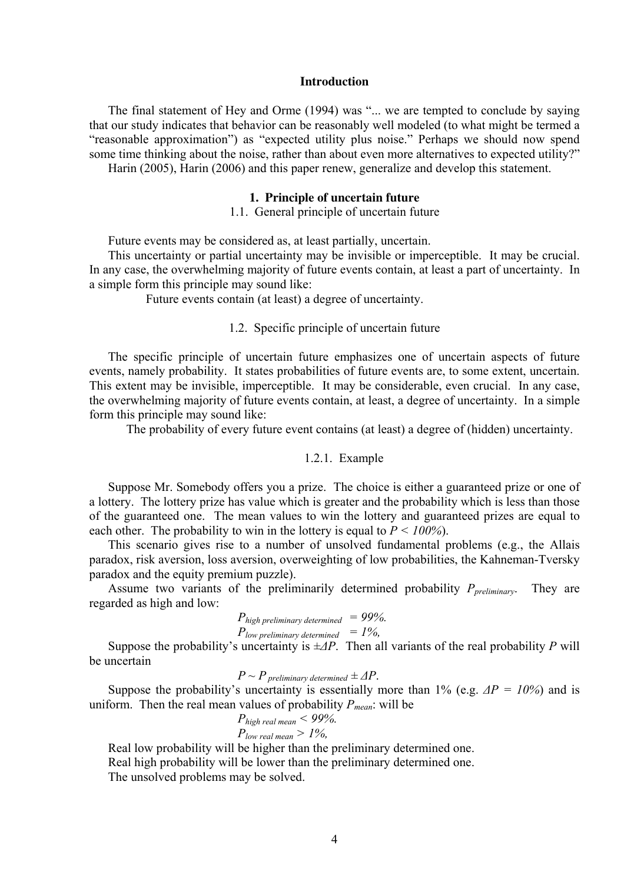## Introduction

The final statement of Hey and Orme (1994) was "... we are tempted to conclude by saying that our study indicates that behavior can be reasonably well modeled (to what might be termed a "reasonable approximation") as "expected utility plus noise." Perhaps we should now spend some time thinking about the noise, rather than about even more alternatives to expected utility?"

Harin (2005), Harin (2006) and this paper renew, generalize and develop this statement.

## 1. Principle of uncertain future

### 1.1. General principle of uncertain future

Future events may be considered as, at least partially, uncertain.

This uncertainty or partial uncertainty may be invisible or imperceptible. It may be crucial. In any case, the overwhelming majority of future events contain, at least a part of uncertainty. In a simple form this principle may sound like:

Future events contain (at least) a degree of uncertainty.

### 1.2. Specific principle of uncertain future

The specific principle of uncertain future emphasizes one of uncertain aspects of future events, namely probability. It states probabilities of future events are, to some extent, uncertain. This extent may be invisible, imperceptible. It may be considerable, even crucial. In any case, the overwhelming majority of future events contain, at least, a degree of uncertainty. In a simple form this principle may sound like:

The probability of every future event contains (at least) a degree of (hidden) uncertainty.

#### 1.2.1. Example

Suppose Mr. Somebody offers you a prize. The choice is either a guaranteed prize or one of a lottery. The lottery prize has value which is greater and the probability which is less than those of the guaranteed one. The mean values to win the lottery and guaranteed prizes are equal to each other. The probability to win in the lottery is equal to $P < 100\%$).

This scenario gives rise to a number of unsolved fundamental problems (e.g., the Allais paradox, risk aversion, loss aversion, overweighting of low probabilities, the Kahneman-Tversky paradox and the equity premium puzzle).

Assume two variants of the preliminarily determined probability $P_{preliminary}$. They are regarded as high and low:

$$P_{high\ preliminary\ determined} = 99\%.$$
$$P_{low\ preliminary\ determined} = 1\%,$$

Suppose the probability's uncertainty is $\pm\Delta P$. Then all variants of the real probability $P$ will be uncertain

$$P \sim P_{preliminary\ determined} \pm \Delta P.$$

Suppose the probability's uncertainty is essentially more than 1% (e.g. $\Delta P = 10\%$) and is uniform. Then the real mean values of probability $P_{mean}$: will be

$$P_{high\ real\ mean} < 99\%.$$
$$P_{low\ real\ mean} > 1\%,$$

Real low probability will be higher than the preliminary determined one.

Real high probability will be lower than the preliminary determined one.

The unsolved problems may be solved.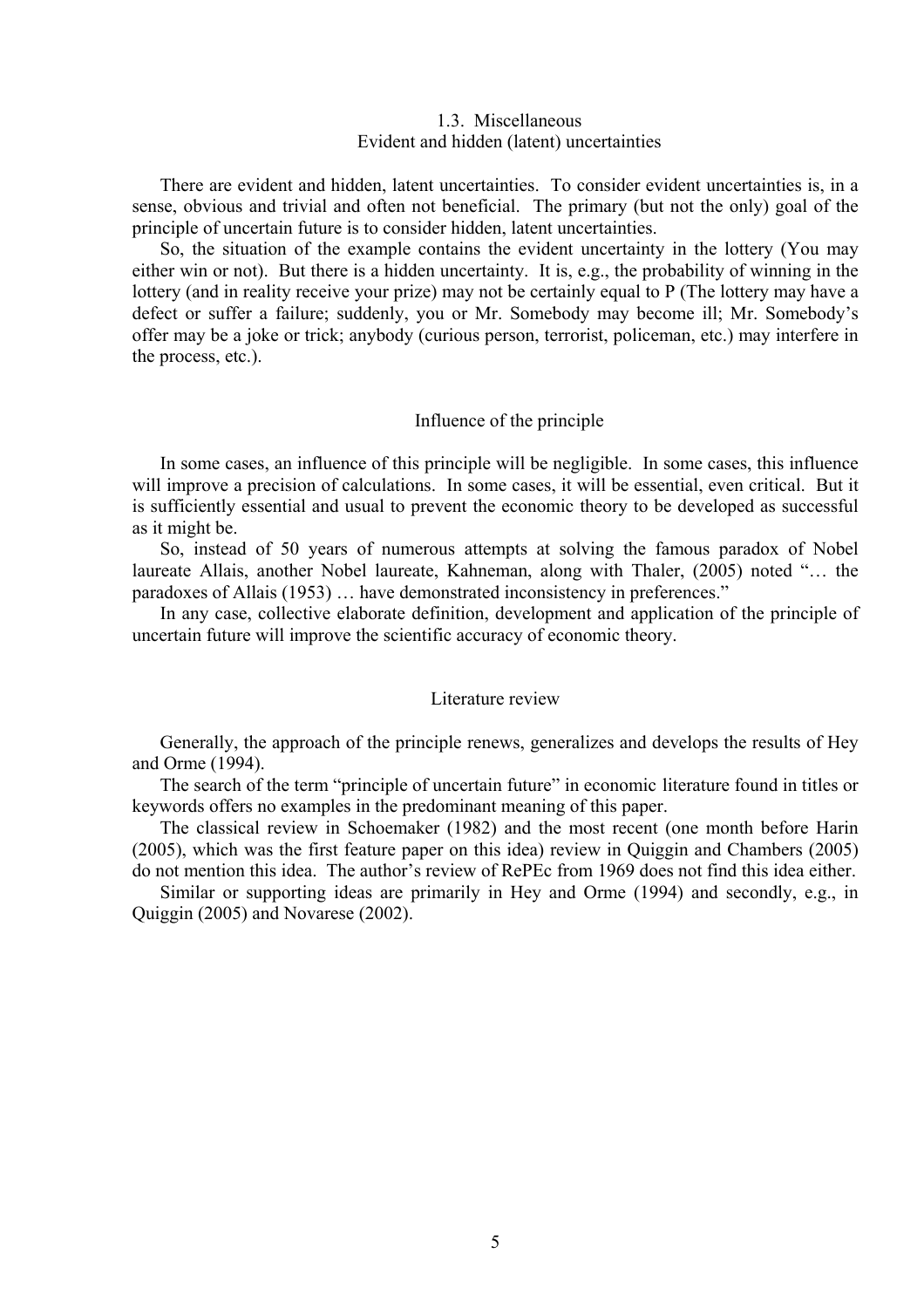### 1.3. Miscellaneous

#### Evident and hidden (latent) uncertainties

There are evident and hidden, latent uncertainties. To consider evident uncertainties is, in a sense, obvious and trivial and often not beneficial. The primary (but not the only) goal of the principle of uncertain future is to consider hidden, latent uncertainties.

So, the situation of the example contains the evident uncertainty in the lottery (You may either win or not). But there is a hidden uncertainty. It is, e.g., the probability of winning in the lottery (and in reality receive your prize) may not be certainly equal to P (The lottery may have a defect or suffer a failure; suddenly, you or Mr. Somebody may become ill; Mr. Somebody's offer may be a joke or trick; anybody (curious person, terrorist, policeman, etc.) may interfere in the process, etc.).

#### Influence of the principle

In some cases, an influence of this principle will be negligible. In some cases, this influence will improve a precision of calculations. In some cases, it will be essential, even critical. But it is sufficiently essential and usual to prevent the economic theory to be developed as successful as it might be.

So, instead of 50 years of numerous attempts at solving the famous paradox of Nobel laureate Allais, another Nobel laureate, Kahneman, along with Thaler, (2005) noted "… the paradoxes of Allais (1953) … have demonstrated inconsistency in preferences."

In any case, collective elaborate definition, development and application of the principle of uncertain future will improve the scientific accuracy of economic theory.

#### Literature review

Generally, the approach of the principle renews, generalizes and develops the results of Hey and Orme (1994).

The search of the term "principle of uncertain future" in economic literature found in titles or keywords offers no examples in the predominant meaning of this paper.

The classical review in Schoemaker (1982) and the most recent (one month before Harin (2005), which was the first feature paper on this idea) review in Quiggin and Chambers (2005) do not mention this idea. The author's review of RePEc from 1969 does not find this idea either.

Similar or supporting ideas are primarily in Hey and Orme (1994) and secondly, e.g., in Quiggin (2005) and Novarese (2002).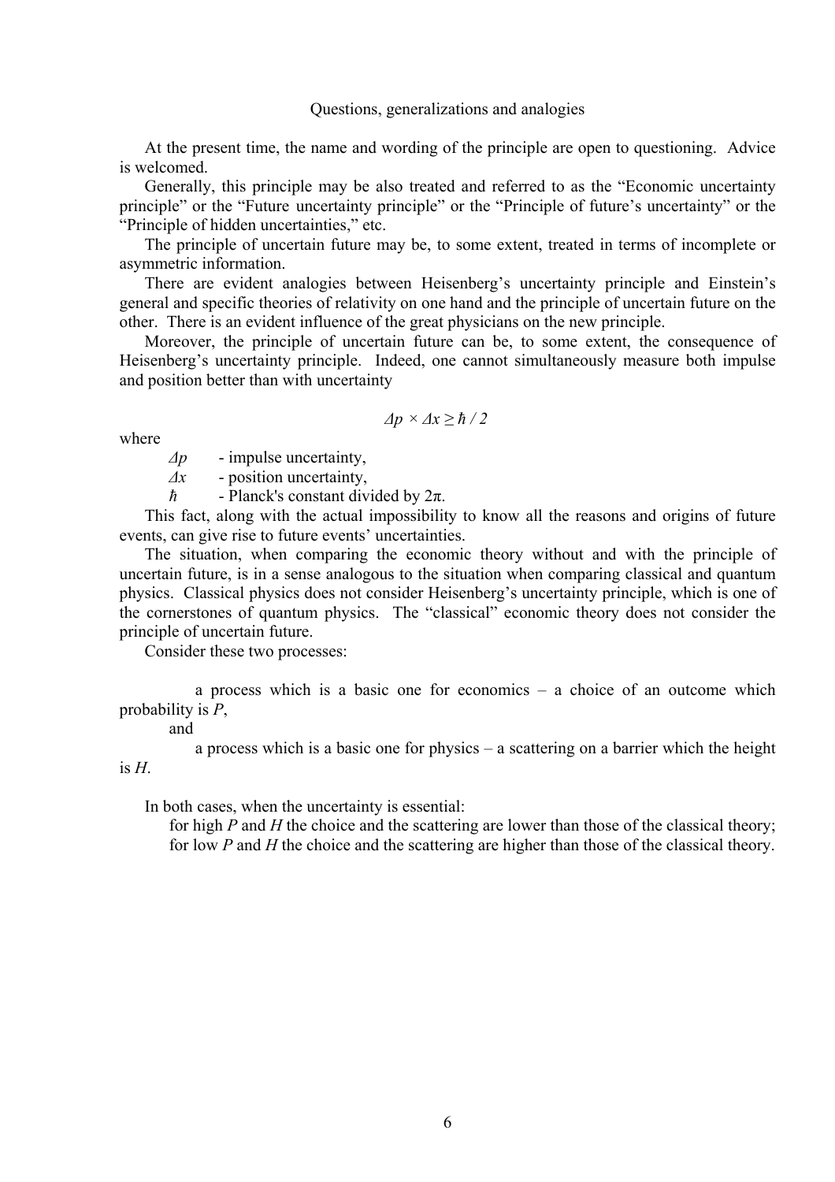## Questions, generalizations and analogies

At the present time, the name and wording of the principle are open to questioning. Advice is welcomed.

Generally, this principle may be also treated and referred to as the "Economic uncertainty principle" or the "Future uncertainty principle" or the "Principle of future's uncertainty" or the "Principle of hidden uncertainties," etc.

The principle of uncertain future may be, to some extent, treated in terms of incomplete or asymmetric information.

There are evident analogies between Heisenberg's uncertainty principle and Einstein's general and specific theories of relativity on one hand and the principle of uncertain future on the other. There is an evident influence of the great physicians on the new principle.

Moreover, the principle of uncertain future can be, to some extent, the consequence of Heisenberg's uncertainty principle. Indeed, one cannot simultaneously measure both impulse and position better than with uncertainty

$$\Delta p \times \Delta x \geq \hbar / 2$$

where

- $\Delta p$ - impulse uncertainty,
- $\Delta x$ - position uncertainty,
- $\hbar$ - Planck's constant divided by $2\pi$.

This fact, along with the actual impossibility to know all the reasons and origins of future events, can give rise to future events' uncertainties.

The situation, when comparing the economic theory without and with the principle of uncertain future, is in a sense analogous to the situation when comparing classical and quantum physics. Classical physics does not consider Heisenberg's uncertainty principle, which is one of the cornerstones of quantum physics. The "classical" economic theory does not consider the principle of uncertain future.

Consider these two processes:

a process which is a basic one for economics – a choice of an outcome which probability is $P$,

and

a process which is a basic one for physics – a scattering on a barrier which the height is $H$.

In both cases, when the uncertainty is essential:

for high $P$ and $H$ the choice and the scattering are lower than those of the classical theory;

for low $P$ and $H$ the choice and the scattering are higher than those of the classical theory.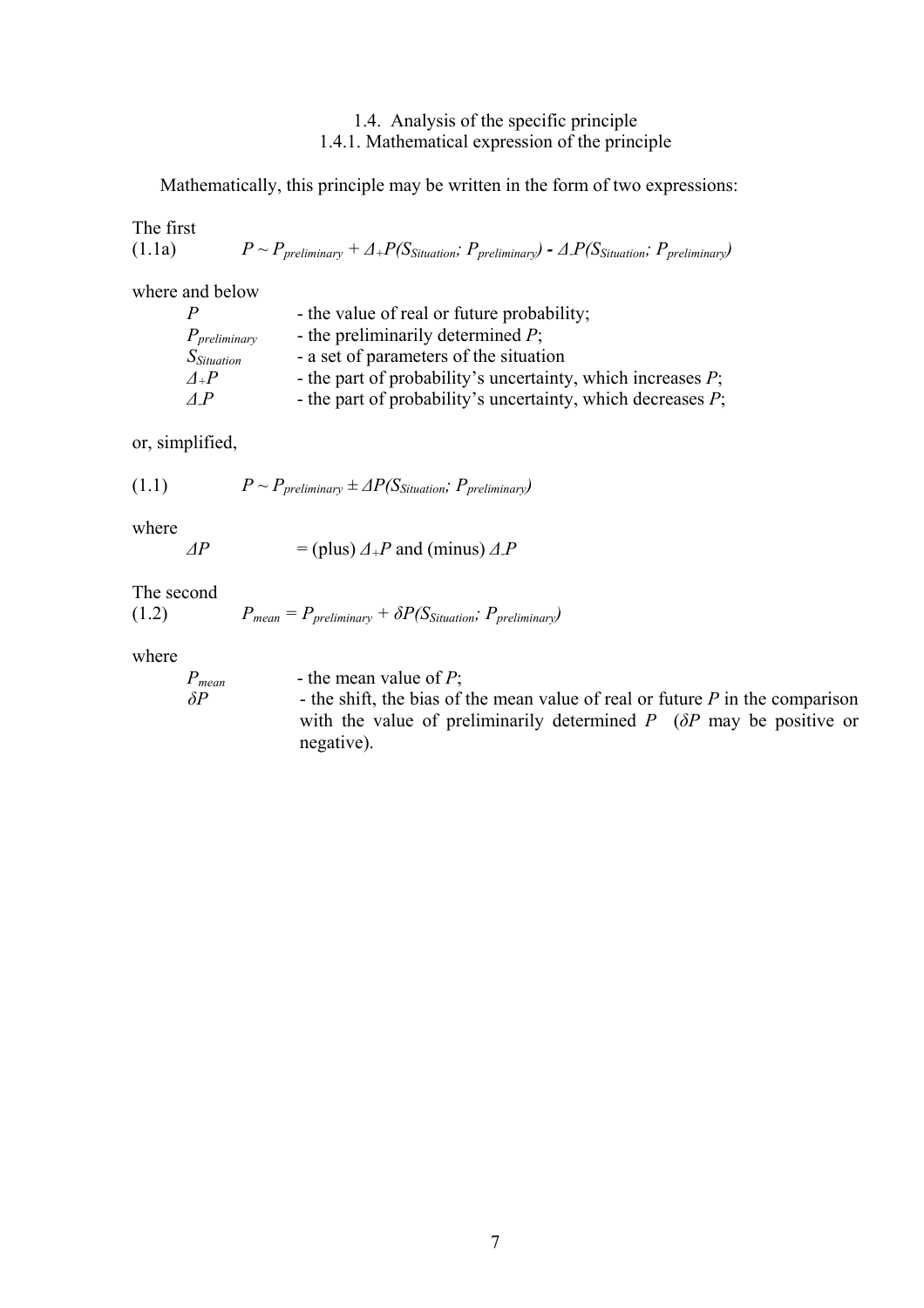### 1.4. Analysis of the specific principle

#### 1.4.1. Mathematical expression of the principle

Mathematically, this principle may be written in the form of two expressions:

The first

(1.1a) $$P \sim P_{preliminary} + \Delta_{+}P(S_{Situation}; P_{preliminary}) - \Delta_{-}P(S_{Situation}; P_{preliminary})$$

where and below

- $P$ - the value of real or future probability;
- $P_{preliminary}$ - the preliminarily determined $P$;
- $S_{Situation}$ - a set of parameters of the situation
- $\Delta_{+}P$ - the part of probability's uncertainty, which increases $P$;
- $\Delta_{-}P$ - the part of probability's uncertainty, which decreases $P$;

or, simplified,

(1.1) $$P \sim P_{preliminary} \pm \Delta P(S_{Situation}; P_{preliminary})$$

where

- $\Delta P$ = (plus) $\Delta_{+}P$ and (minus) $\Delta_{-}P$

The second

(1.2) $$P_{mean} = P_{preliminary} + \delta P(S_{Situation}; P_{preliminary})$$

where

- $P_{mean}$ - the mean value of $P$;
- $\delta P$ - the shift, the bias of the mean value of real or future $P$ in the comparison with the value of preliminarily determined $P$ ($\delta P$ may be positive or negative).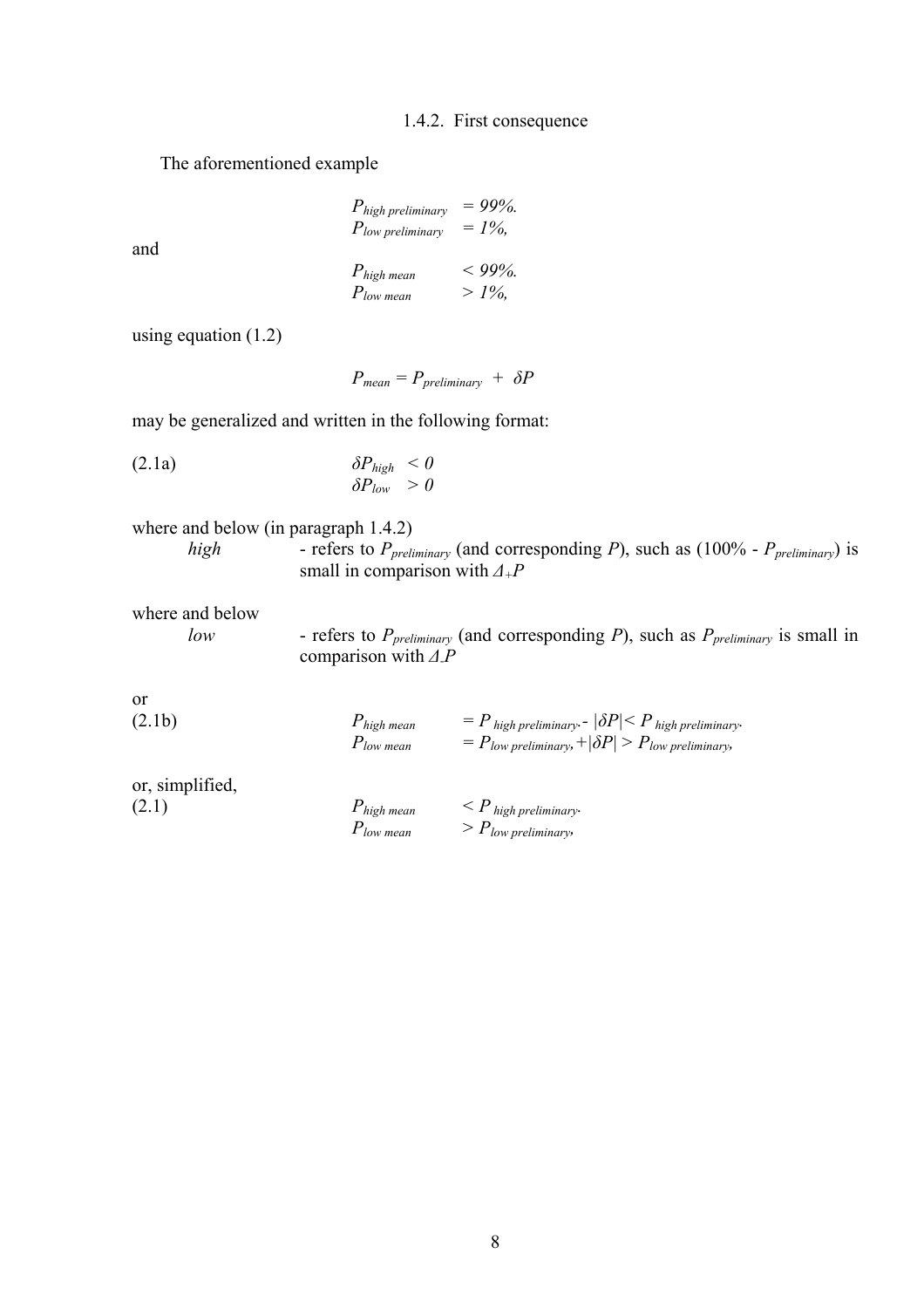### 1.4.2. First consequence

The aforementioned example

$$P_{high\ preliminary} = 99\%.$$
$$P_{low\ preliminary} = 1\%,$$

and

$$P_{high\ mean} < 99\%.$$
$$P_{low\ mean} > 1\%,$$

using equation (1.2)

$$P_{mean} = P_{preliminary} + \delta P$$

may be generalized and written in the following format:

(2.1a)
$$\delta P_{high} < 0$$
$$\delta P_{low} > 0$$

where and below (in paragraph 1.4.2)

*high* - refers to $P_{preliminary}$ (and corresponding $P$), such as ($100\% - P_{preliminary}$) is small in comparison with $\Delta_+ P$

where and below

*low* - refers to $P_{preliminary}$ (and corresponding $P$), such as $P_{preliminary}$ is small in comparison with $\Delta_- P$

or

(2.1b)
$$P_{high\ mean} = P_{high\ preliminary} - |\delta P| < P_{high\ preliminary}.$$
$$P_{low\ mean} = P_{low\ preliminary} + |\delta P| > P_{low\ preliminary},$$

or, simplified,

(2.1)
$$P_{high\ mean} < P_{high\ preliminary}.$$
$$P_{low\ mean} > P_{low\ preliminary},$$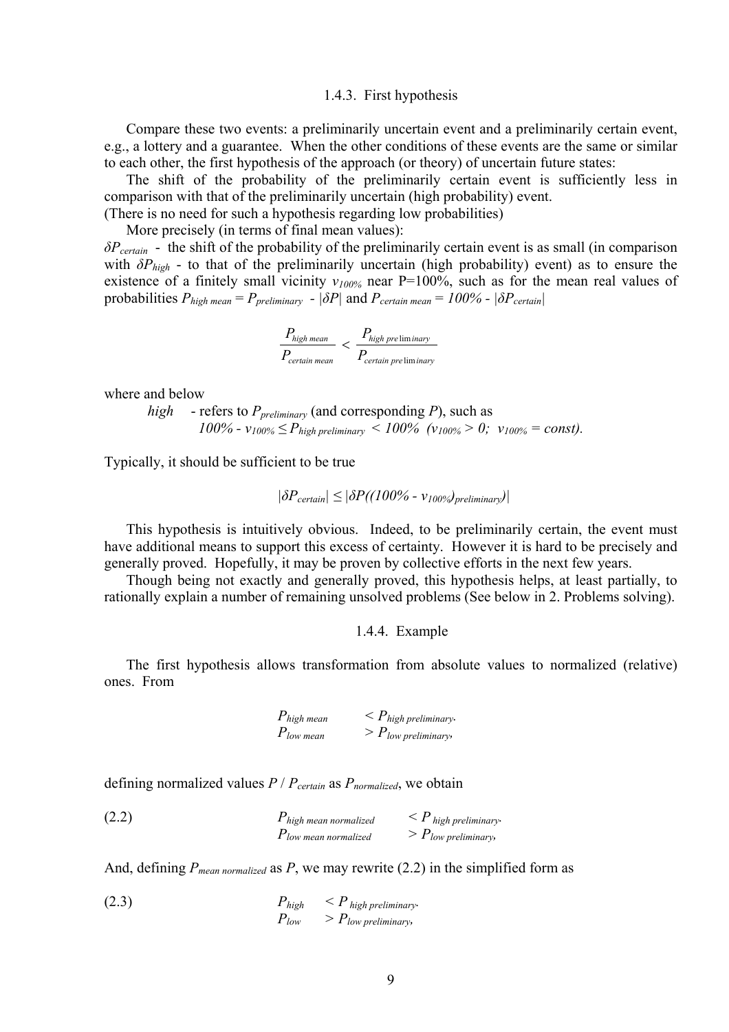### 1.4.3. First hypothesis

Compare these two events: a preliminarily uncertain event and a preliminarily certain event, e.g., a lottery and a guarantee. When the other conditions of these events are the same or similar to each other, the first hypothesis of the approach (or theory) of uncertain future states:

The shift of the probability of the preliminarily certain event is sufficiently less in comparison with that of the preliminarily uncertain (high probability) event.

(There is no need for such a hypothesis regarding low probabilities)

More precisely (in terms of final mean values):

$\delta P_{certain}$ - the shift of the probability of the preliminarily certain event is as small (in comparison with $\delta P_{high}$ - to that of the preliminarily uncertain (high probability) event) as to ensure the existence of a finitely small vicinity $v_{100\%}$ near P=100%, such as for the mean real values of probabilities $P_{high\ mean} = P_{preliminary} - |\delta P|$ and $P_{certain\ mean} = 100\% - |\delta P_{certain}|$

$$\frac{P_{high\ mean}}{P_{certain\ mean}} < \frac{P_{high\ preliminary}}{P_{certain\ preliminary}}$$

where and below

*high* - refers to $P_{preliminary}$ (and corresponding $P$), such as $100\% - v_{100\%} \leq P_{high\ preliminary} < 100\%$ $(v_{100\%} > 0;\ v_{100\%} = const)$.

Typically, it should be sufficient to be true

$$|\delta P_{certain}| \leq |\delta P((100\% - v_{100\%})_{preliminary})|$$

This hypothesis is intuitively obvious. Indeed, to be preliminarily certain, the event must have additional means to support this excess of certainty. However it is hard to be precisely and generally proved. Hopefully, it may be proven by collective efforts in the next few years.

Though being not exactly and generally proved, this hypothesis helps, at least partially, to rationally explain a number of remaining unsolved problems (See below in 2. Problems solving).

### 1.4.4. Example

The first hypothesis allows transformation from absolute values to normalized (relative) ones. From

$$P_{high\ mean} < P_{high\ preliminary},$$
$$P_{low\ mean} > P_{low\ preliminary},$$

defining normalized values $P / P_{certain}$ as $P_{normalized}$, we obtain

$$P_{high\ mean\ normalized} < P_{high\ preliminary},$$
$$P_{low\ mean\ normalized} > P_{low\ preliminary}, \tag{2.2}$$

And, defining $P_{mean\ normalized}$ as $P$, we may rewrite (2.2) in the simplified form as

$$P_{high} < P_{high\ preliminary},$$
$$P_{low} > P_{low\ preliminary}, \tag{2.3}$$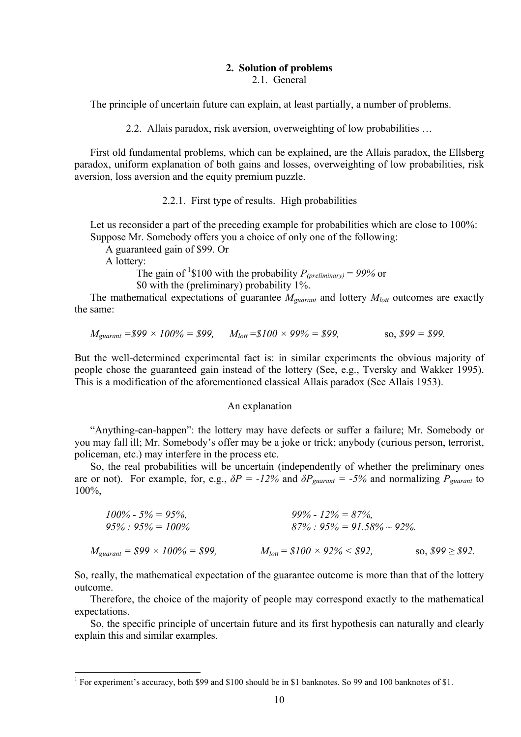## 2. Solution of problems

### 2.1. General

The principle of uncertain future can explain, at least partially, a number of problems.

### 2.2. Allais paradox, risk aversion, overweighting of low probabilities …

First old fundamental problems, which can be explained, are the Allais paradox, the Ellsberg paradox, uniform explanation of both gains and losses, overweighting of low probabilities, risk aversion, loss aversion and the equity premium puzzle.

#### 2.2.1. First type of results. High probabilities

Let us reconsider a part of the preceding example for probabilities which are close to 100%:

Suppose Mr. Somebody offers you a choice of only one of the following:

A guaranteed gain of \$99. Or

A lottery:

The gain of [1]\$100 with the probability $P_{(preliminary)} = 99\%$ or

\$0 with the (preliminary) probability 1%.

The mathematical expectations of guarantee $M_{guarant}$ and lottery $M_{lott}$ outcomes are exactly the same:

$$M_{guarant} = \$99 \times 100\% = \$99, \quad M_{lott} = \$100 \times 99\% = \$99, \quad \text{so, } \$99 = \$99.$$

But the well-determined experimental fact is: in similar experiments the obvious majority of people chose the guaranteed gain instead of the lottery (See, e.g., Tversky and Wakker 1995). This is a modification of the aforementioned classical Allais paradox (See Allais 1953).

An explanation

"Anything-can-happen": the lottery may have defects or suffer a failure; Mr. Somebody or you may fall ill; Mr. Somebody's offer may be a joke or trick; anybody (curious person, terrorist, policeman, etc.) may interfere in the process etc.

So, the real probabilities will be uncertain (independently of whether the preliminary ones are or not). For example, for, e.g., $\delta P = -12\%$ and $\delta P_{guarant} = -5\%$ and normalizing $P_{guarant}$ to 100%,

$$100\% - 5\% = 95\%, \qquad 99\% - 12\% = 87\%,$$
$$95\% : 95\% = 100\% \qquad 87\% : 95\% = 91.58\% \sim 92\%.$$

$$M_{guarant} = \$99 \times 100\% = \$99, \quad M_{lott} = \$100 \times 92\% < \$92, \quad \text{so, } \$99 \geq \$92.$$

So, really, the mathematical expectation of the guarantee outcome is more than that of the lottery outcome.

Therefore, the choice of the majority of people may correspond exactly to the mathematical expectations.

So, the specific principle of uncertain future and its first hypothesis can naturally and clearly explain this and similar examples.

---

[1] For experiment's accuracy, both \$99 and \$100 should be in \$1 banknotes. So 99 and 100 banknotes of \$1.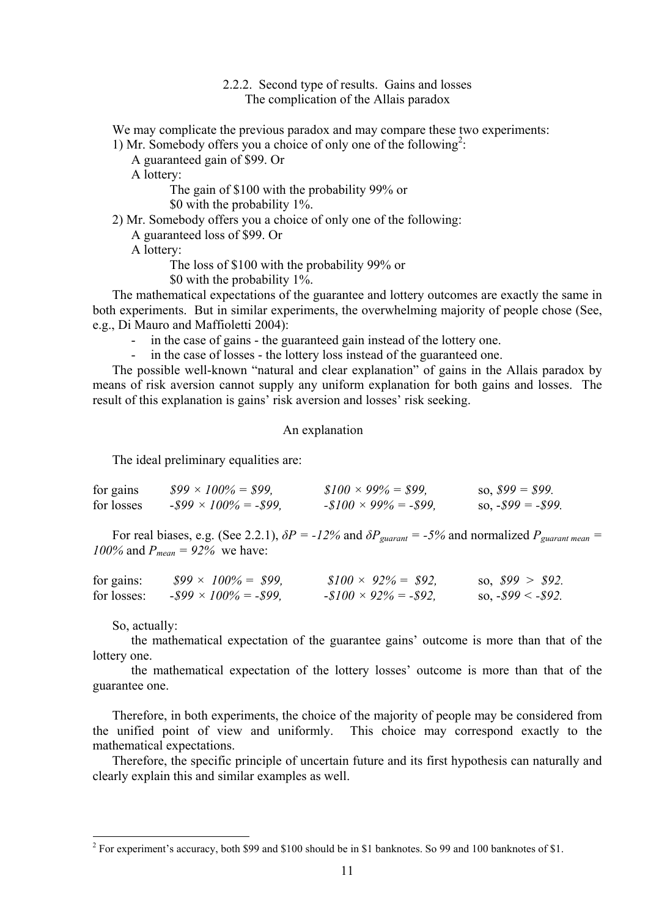### 2.2.2. Second type of results. Gains and losses
### The complication of the Allais paradox

We may complicate the previous paradox and may compare these two experiments:

1) Mr. Somebody offers you a choice of only one of the following[2]:

   A guaranteed gain of \$99. Or

   A lottery:

   The gain of \$100 with the probability 99% or

   \$0 with the probability 1%.

2) Mr. Somebody offers you a choice of only one of the following:

   A guaranteed loss of \$99. Or

   A lottery:

   The loss of \$100 with the probability 99% or

   \$0 with the probability 1%.

The mathematical expectations of the guarantee and lottery outcomes are exactly the same in both experiments. But in similar experiments, the overwhelming majority of people chose (See, e.g., Di Mauro and Maffioletti 2004):

- in the case of gains - the guaranteed gain instead of the lottery one.
- in the case of losses - the lottery loss instead of the guaranteed one.

The possible well-known "natural and clear explanation" of gains in the Allais paradox by means of risk aversion cannot supply any uniform explanation for both gains and losses. The result of this explanation is gains' risk aversion and losses' risk seeking.

### An explanation

The ideal preliminary equalities are:

| | | | |
|---|---|---|---|
| for gains | $\$99 \times 100\% = \$99,$ | $\$100 \times 99\% = \$99,$ | so, $\$99 = \$99.$ |
| for losses | $-\$99 \times 100\% = -\$99,$ | $-\$100 \times 99\% = -\$99,$ | so, $-\$99 = -\$99.$ |

For real biases, e.g. (See 2.2.1), $\delta P = -12\%$ and $\delta P_{guarant} = -5\%$ and normalized $P_{guarant\ mean} = 100\%$ and $P_{mean} = 92\%$ we have:

| | | | |
|---|---|---|---|
| for gains: | $\$99 \times 100\% = \$99,$ | $\$100 \times 92\% = \$92,$ | so, $\$99 > \$92.$ |
| for losses: | $-\$99 \times 100\% = -\$99,$ | $-\$100 \times 92\% = -\$92,$ | so, $-\$99 < -\$92.$ |

So, actually:

the mathematical expectation of the guarantee gains' outcome is more than that of the lottery one.

the mathematical expectation of the lottery losses' outcome is more than that of the guarantee one.

Therefore, in both experiments, the choice of the majority of people may be considered from the unified point of view and uniformly. This choice may correspond exactly to the mathematical expectations.

Therefore, the specific principle of uncertain future and its first hypothesis can naturally and clearly explain this and similar examples as well.

---

[2] For experiment's accuracy, both \$99 and \$100 should be in \$1 banknotes. So 99 and 100 banknotes of \$1.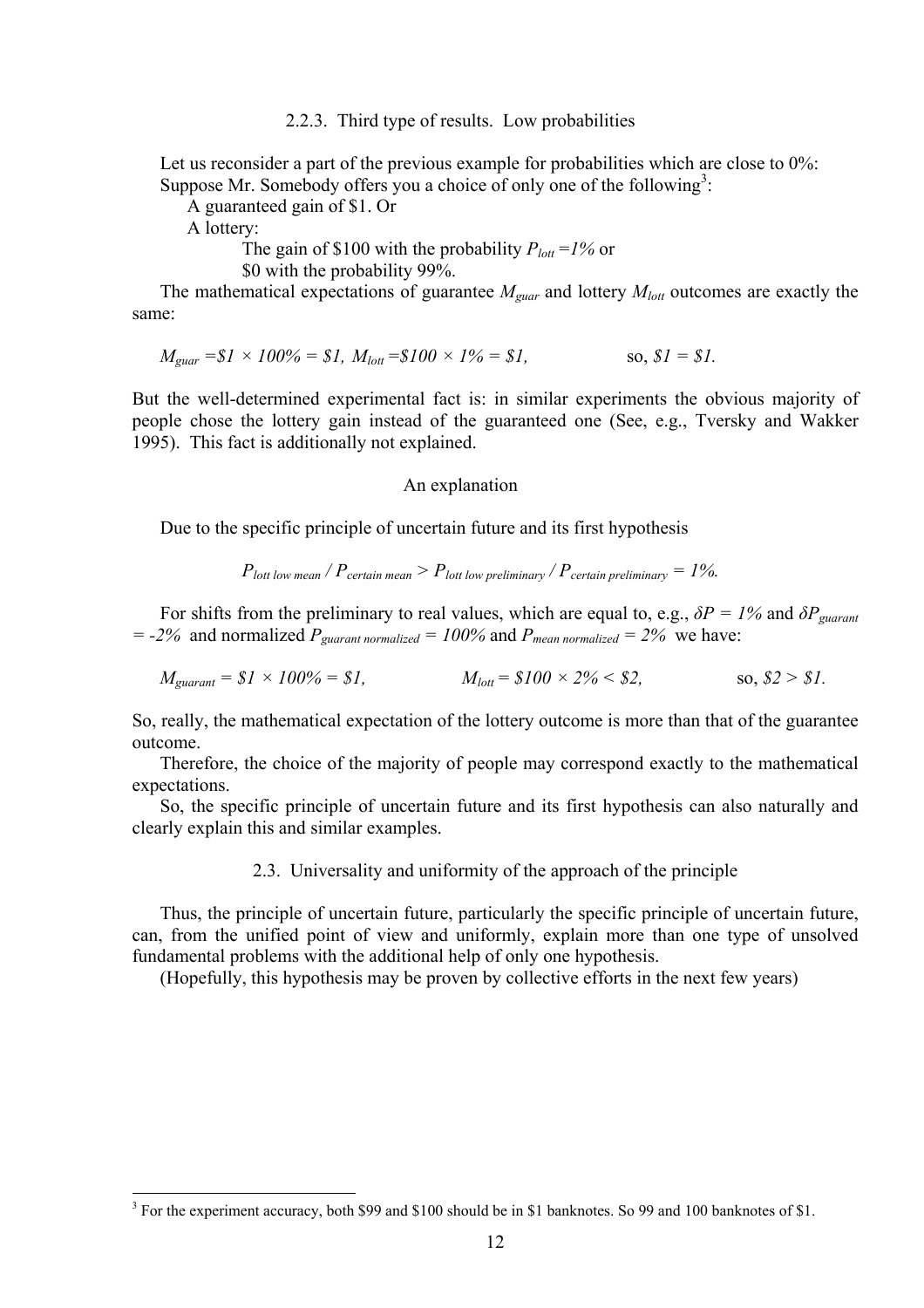### 2.2.3. Third type of results. Low probabilities

Let us reconsider a part of the previous example for probabilities which are close to 0%: Suppose Mr. Somebody offers you a choice of only one of the following[3]:

A guaranteed gain of $1. Or

A lottery:

The gain of $100 with the probability $P_{lott} = 1\%$ or

$0 with the probability 99%.

The mathematical expectations of guarantee $M_{guar}$ and lottery $M_{lott}$ outcomes are exactly the same:

$$M_{guar} = \$1 \times 100\% = \$1, \; M_{lott} = \$100 \times 1\% = \$1, \qquad \text{so, } \$1 = \$1.$$

But the well-determined experimental fact is: in similar experiments the obvious majority of people chose the lottery gain instead of the guaranteed one (See, e.g., Tversky and Wakker 1995). This fact is additionally not explained.

#### An explanation

Due to the specific principle of uncertain future and its first hypothesis

$$P_{lott\ low\ mean} / P_{certain\ mean} > P_{lott\ low\ preliminary} / P_{certain\ preliminary} = 1\%.$$

For shifts from the preliminary to real values, which are equal to, e.g., $\delta P = 1\%$ and $\delta P_{guarant} = -2\%$ and normalized $P_{guarant\ normalized} = 100\%$ and $P_{mean\ normalized} = 2\%$ we have:

$$M_{guarant} = \$1 \times 100\% = \$1, \qquad M_{lott} = \$100 \times 2\% < \$2, \qquad \text{so, } \$2 > \$1.$$

So, really, the mathematical expectation of the lottery outcome is more than that of the guarantee outcome.

Therefore, the choice of the majority of people may correspond exactly to the mathematical expectations.

So, the specific principle of uncertain future and its first hypothesis can also naturally and clearly explain this and similar examples.

### 2.3. Universality and uniformity of the approach of the principle

Thus, the principle of uncertain future, particularly the specific principle of uncertain future, can, from the unified point of view and uniformly, explain more than one type of unsolved fundamental problems with the additional help of only one hypothesis.

(Hopefully, this hypothesis may be proven by collective efforts in the next few years)

---

[3] For the experiment accuracy, both $99 and $100 should be in $1 banknotes. So 99 and 100 banknotes of $1.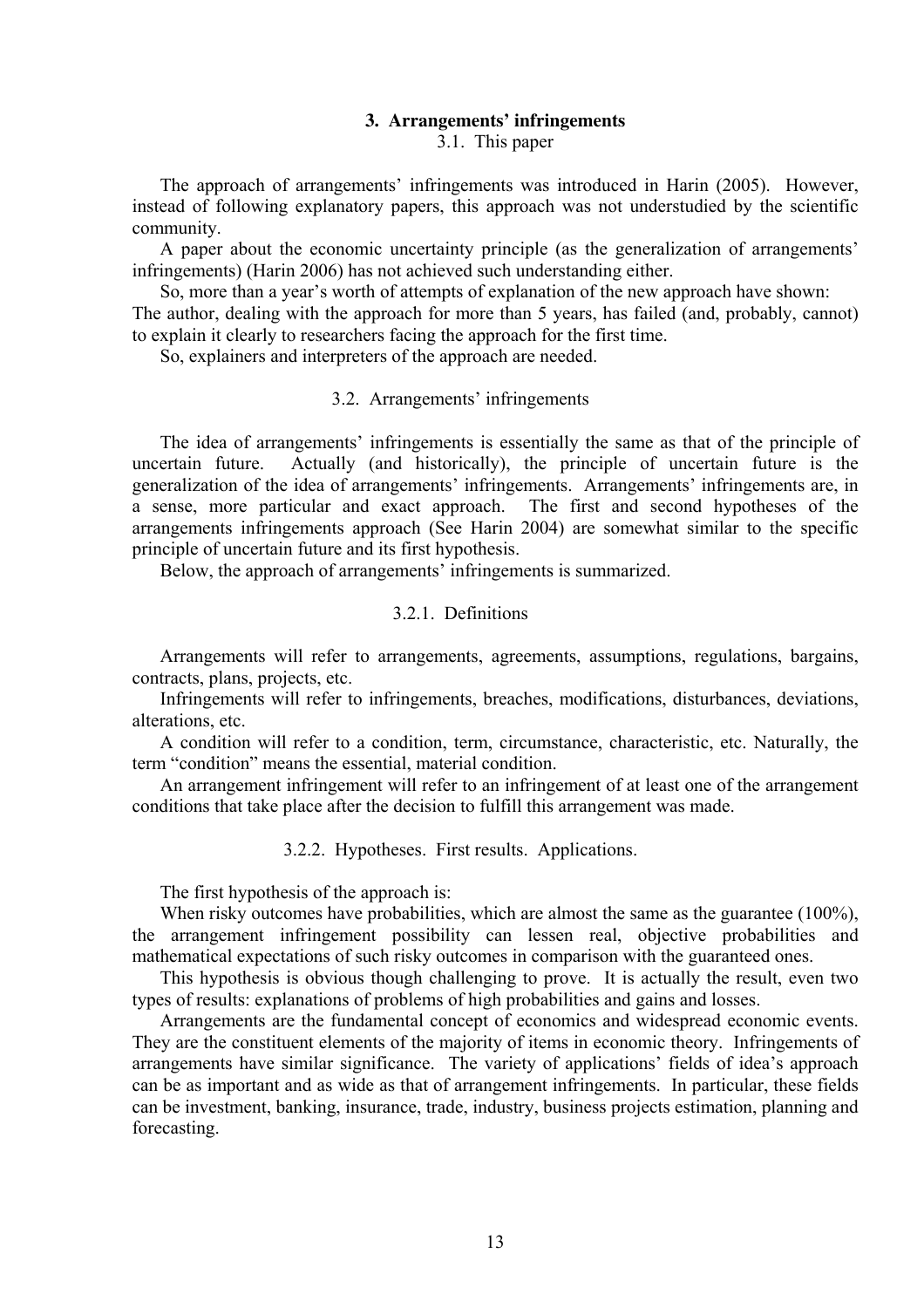## 3. Arrangements' infringements

### 3.1. This paper

The approach of arrangements' infringements was introduced in Harin (2005). However, instead of following explanatory papers, this approach was not understudied by the scientific community.

A paper about the economic uncertainty principle (as the generalization of arrangements' infringements) (Harin 2006) has not achieved such understanding either.

So, more than a year's worth of attempts of explanation of the new approach have shown: The author, dealing with the approach for more than 5 years, has failed (and, probably, cannot) to explain it clearly to researchers facing the approach for the first time.

So, explainers and interpreters of the approach are needed.

### 3.2. Arrangements' infringements

The idea of arrangements' infringements is essentially the same as that of the principle of uncertain future. Actually (and historically), the principle of uncertain future is the generalization of the idea of arrangements' infringements. Arrangements' infringements are, in a sense, more particular and exact approach. The first and second hypotheses of the arrangements infringements approach (See Harin 2004) are somewhat similar to the specific principle of uncertain future and its first hypothesis.

Below, the approach of arrangements' infringements is summarized.

#### 3.2.1. Definitions

Arrangements will refer to arrangements, agreements, assumptions, regulations, bargains, contracts, plans, projects, etc.

Infringements will refer to infringements, breaches, modifications, disturbances, deviations, alterations, etc.

A condition will refer to a condition, term, circumstance, characteristic, etc. Naturally, the term "condition" means the essential, material condition.

An arrangement infringement will refer to an infringement of at least one of the arrangement conditions that take place after the decision to fulfill this arrangement was made.

#### 3.2.2. Hypotheses. First results. Applications.

The first hypothesis of the approach is:

When risky outcomes have probabilities, which are almost the same as the guarantee (100%), the arrangement infringement possibility can lessen real, objective probabilities and mathematical expectations of such risky outcomes in comparison with the guaranteed ones.

This hypothesis is obvious though challenging to prove. It is actually the result, even two types of results: explanations of problems of high probabilities and gains and losses.

Arrangements are the fundamental concept of economics and widespread economic events. They are the constituent elements of the majority of items in economic theory. Infringements of arrangements have similar significance. The variety of applications' fields of idea's approach can be as important and as wide as that of arrangement infringements. In particular, these fields can be investment, banking, insurance, trade, industry, business projects estimation, planning and forecasting.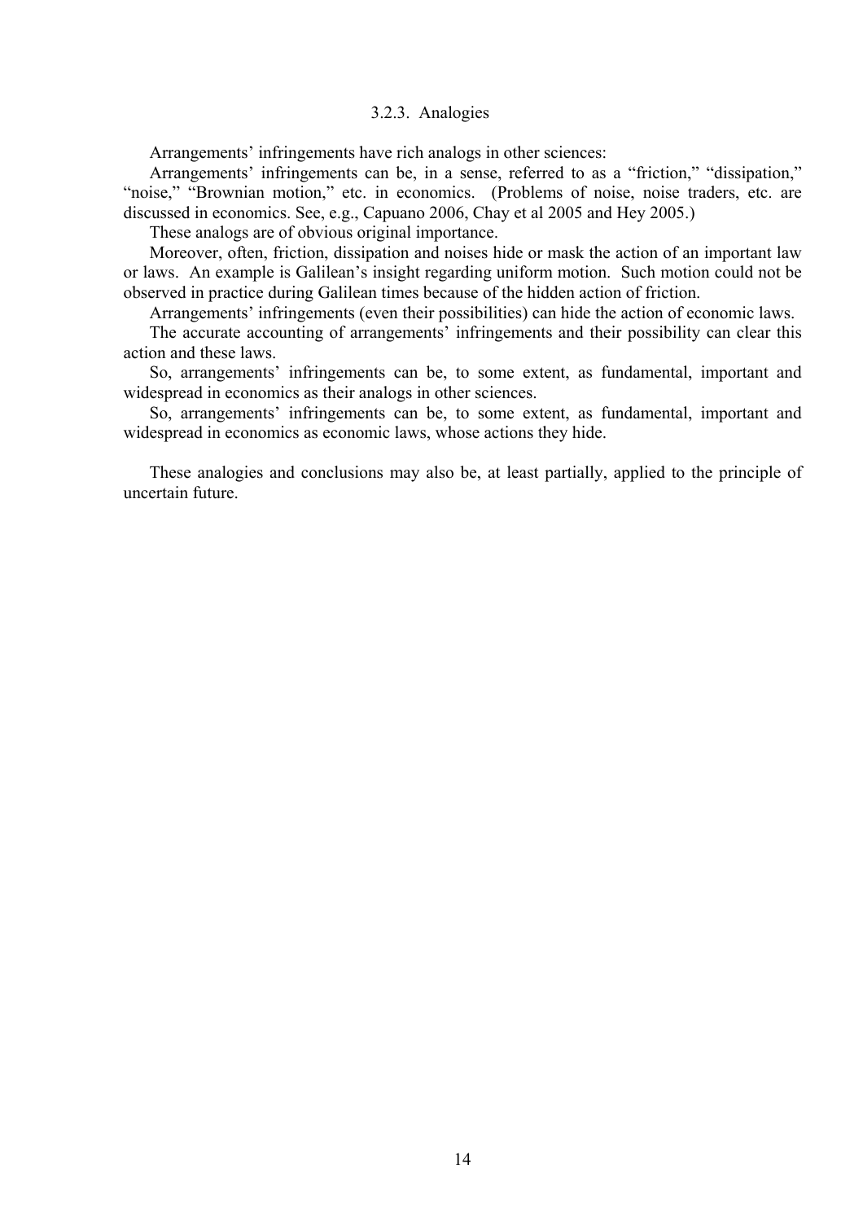### 3.2.3. Analogies

Arrangements' infringements have rich analogs in other sciences:

Arrangements' infringements can be, in a sense, referred to as a "friction," "dissipation," "noise," "Brownian motion," etc. in economics. (Problems of noise, noise traders, etc. are discussed in economics. See, e.g., Capuano 2006, Chay et al 2005 and Hey 2005.)

These analogs are of obvious original importance.

Moreover, often, friction, dissipation and noises hide or mask the action of an important law or laws. An example is Galilean's insight regarding uniform motion. Such motion could not be observed in practice during Galilean times because of the hidden action of friction.

Arrangements' infringements (even their possibilities) can hide the action of economic laws.

The accurate accounting of arrangements' infringements and their possibility can clear this action and these laws.

So, arrangements' infringements can be, to some extent, as fundamental, important and widespread in economics as their analogs in other sciences.

So, arrangements' infringements can be, to some extent, as fundamental, important and widespread in economics as economic laws, whose actions they hide.

These analogies and conclusions may also be, at least partially, applied to the principle of uncertain future.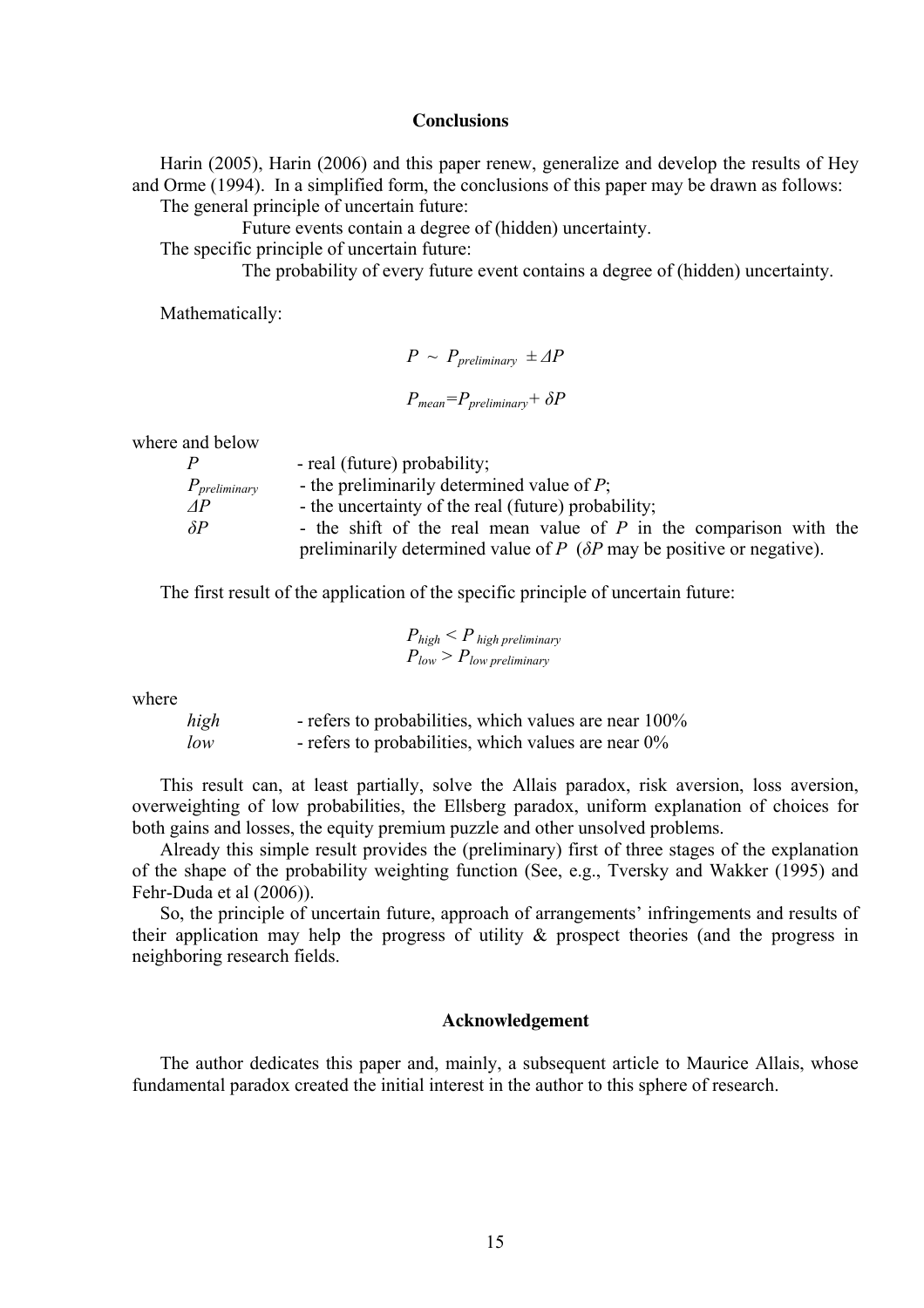## Conclusions

Harin (2005), Harin (2006) and this paper renew, generalize and develop the results of Hey and Orme (1994). In a simplified form, the conclusions of this paper may be drawn as follows:

The general principle of uncertain future:

Future events contain a degree of (hidden) uncertainty.

The specific principle of uncertain future:

The probability of every future event contains a degree of (hidden) uncertainty.

Mathematically:

$$P \sim P_{preliminary} \pm \Delta P$$

$$P_{mean} = P_{preliminary} + \delta P$$

where and below

- $P$ - real (future) probability;
- $P_{preliminary}$ - the preliminarily determined value of $P$;
- $\Delta P$ - the uncertainty of the real (future) probability;
- $\delta P$ - the shift of the real mean value of $P$ in the comparison with the preliminarily determined value of $P$ ($\delta P$ may be positive or negative).

The first result of the application of the specific principle of uncertain future:

$$P_{high} < P_{high\ preliminary}$$
$$P_{low} > P_{low\ preliminary}$$

where

- *high* - refers to probabilities, which values are near 100%
- *low* - refers to probabilities, which values are near 0%

This result can, at least partially, solve the Allais paradox, risk aversion, loss aversion, overweighting of low probabilities, the Ellsberg paradox, uniform explanation of choices for both gains and losses, the equity premium puzzle and other unsolved problems.

Already this simple result provides the (preliminary) first of three stages of the explanation of the shape of the probability weighting function (See, e.g., Tversky and Wakker (1995) and Fehr-Duda et al (2006)).

So, the principle of uncertain future, approach of arrangements' infringements and results of their application may help the progress of utility & prospect theories (and the progress in neighboring research fields.

## Acknowledgement

The author dedicates this paper and, mainly, a subsequent article to Maurice Allais, whose fundamental paradox created the initial interest in the author to this sphere of research.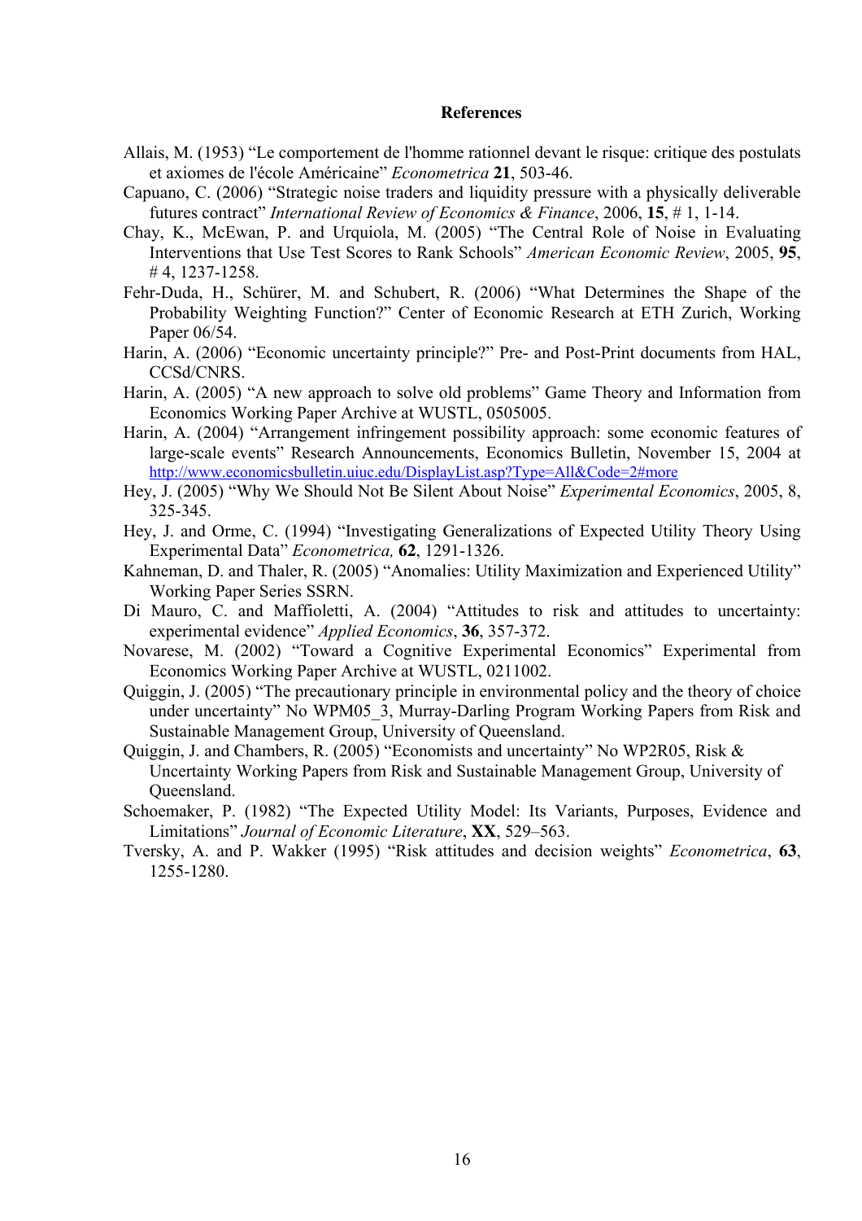## References

Allais, M. (1953) “Le comportement de l'homme rationnel devant le risque: critique des postulats et axiomes de l'école Américaine” *Econometrica* **21**, 503-46.

Capuano, C. (2006) “Strategic noise traders and liquidity pressure with a physically deliverable futures contract” *International Review of Economics & Finance*, 2006, **15**, # 1, 1-14.

Chay, K., McEwan, P. and Urquiola, M. (2005) “The Central Role of Noise in Evaluating Interventions that Use Test Scores to Rank Schools” *American Economic Review*, 2005, **95**, # 4, 1237-1258.

Fehr-Duda, H., Schürer, M. and Schubert, R. (2006) “What Determines the Shape of the Probability Weighting Function?” Center of Economic Research at ETH Zurich, Working Paper 06/54.

Harin, A. (2006) “Economic uncertainty principle?” Pre- and Post-Print documents from HAL, CCSd/CNRS.

Harin, A. (2005) “A new approach to solve old problems” Game Theory and Information from Economics Working Paper Archive at WUSTL, 0505005.

Harin, A. (2004) “Arrangement infringement possibility approach: some economic features of large-scale events” Research Announcements, Economics Bulletin, November 15, 2004 at http://www.economicsbulletin.uiuc.edu/DisplayList.asp?Type=All&Code=2#more

Hey, J. (2005) “Why We Should Not Be Silent About Noise” *Experimental Economics*, 2005, 8, 325-345.

Hey, J. and Orme, C. (1994) “Investigating Generalizations of Expected Utility Theory Using Experimental Data” *Econometrica,* **62**, 1291-1326.

Kahneman, D. and Thaler, R. (2005) “Anomalies: Utility Maximization and Experienced Utility” Working Paper Series SSRN.

Di Mauro, C. and Maffioletti, A. (2004) “Attitudes to risk and attitudes to uncertainty: experimental evidence” *Applied Economics*, **36**, 357-372.

Novarese, M. (2002) “Toward a Cognitive Experimental Economics” Experimental from Economics Working Paper Archive at WUSTL, 0211002.

Quiggin, J. (2005) “The precautionary principle in environmental policy and the theory of choice under uncertainty” No WPM05_3, Murray-Darling Program Working Papers from Risk and Sustainable Management Group, University of Queensland.

Quiggin, J. and Chambers, R. (2005) “Economists and uncertainty” No WP2R05, Risk & Uncertainty Working Papers from Risk and Sustainable Management Group, University of Queensland.

Schoemaker, P. (1982) “The Expected Utility Model: Its Variants, Purposes, Evidence and Limitations” *Journal of Economic Literature*, **XX**, 529–563.

Tversky, A. and P. Wakker (1995) “Risk attitudes and decision weights” *Econometrica*, **63**, 1255-1280.